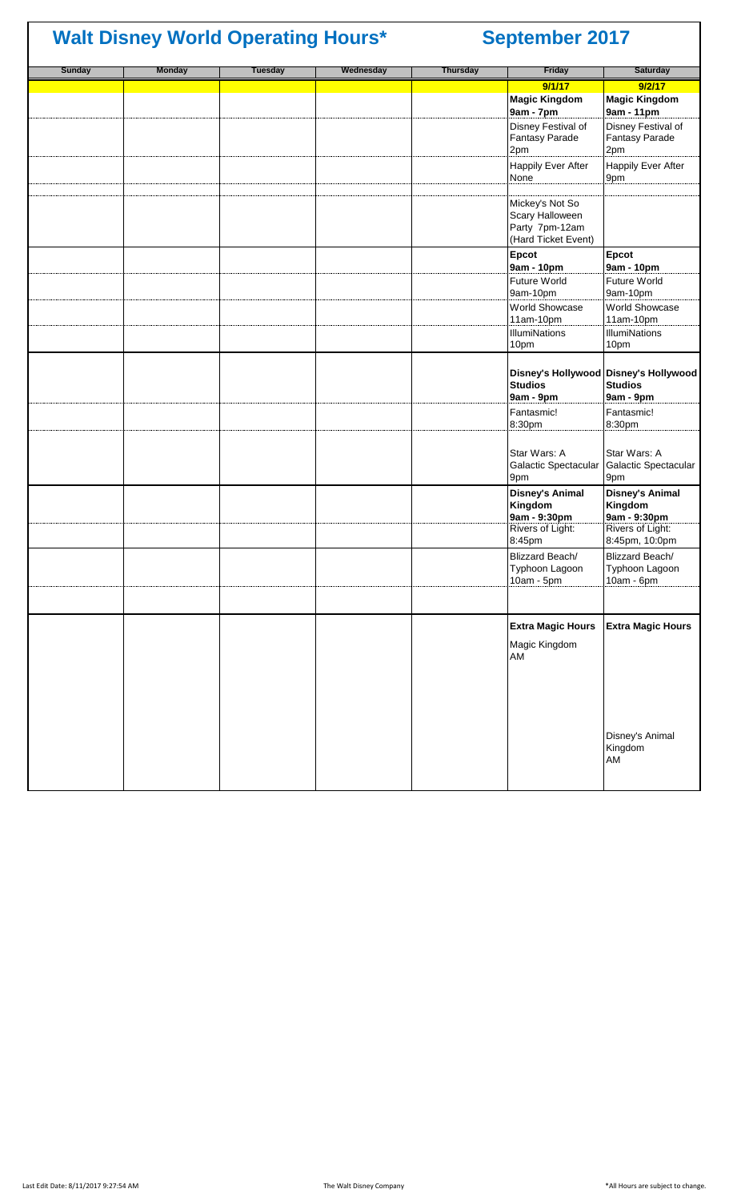# Walt Disney World Operating Hours* September 2017

| Sunday | Monday | Tuesday | Wednesday | Thursday | Friday | Saturday |
|---|---|---|---|---|---|---|
| | | | | | **9/1/17** | **9/2/17** |
| | | | | | **Magic Kingdom 9am - 7pm** | **Magic Kingdom 9am - 11pm** |
| | | | | | Disney Festival of Fantasy Parade 2pm | Disney Festival of Fantasy Parade 2pm |
| | | | | | Happily Ever After None | Happily Ever After 9pm |
| | | | | | Mickey's Not So Scary Halloween Party 7pm-12am (Hard Ticket Event) | |
| | | | | | **Epcot 9am - 10pm** | **Epcot 9am - 10pm** |
| | | | | | Future World 9am-10pm | Future World 9am-10pm |
| | | | | | World Showcase 11am-10pm | World Showcase 11am-10pm |
| | | | | | IllumiNations 10pm | IllumiNations 10pm |
| | | | | | **Disney's Hollywood Studios 9am - 9pm** | **Disney's Hollywood Studios 9am - 9pm** |
| | | | | | Fantasmic! 8:30pm | Fantasmic! 8:30pm |
| | | | | | Star Wars: A Galactic Spectacular 9pm | Star Wars: A Galactic Spectacular 9pm |
| | | | | | **Disney's Animal Kingdom 9am - 9:30pm** | **Disney's Animal Kingdom 9am - 9:30pm** |
| | | | | | Rivers of Light: 8:45pm | Rivers of Light: 8:45pm, 10:00pm |
| | | | | | Blizzard Beach/ Typhoon Lagoon 10am - 5pm | Blizzard Beach/ Typhoon Lagoon 10am - 6pm |
| | | | | | | |
| | | | | | **Extra Magic Hours** Magic Kingdom AM | **Extra Magic Hours** Disney's Animal Kingdom AM |

Last Edit Date: 8/11/2017 9:27:54 AM

The Walt Disney Company

*All Hours are subject to change.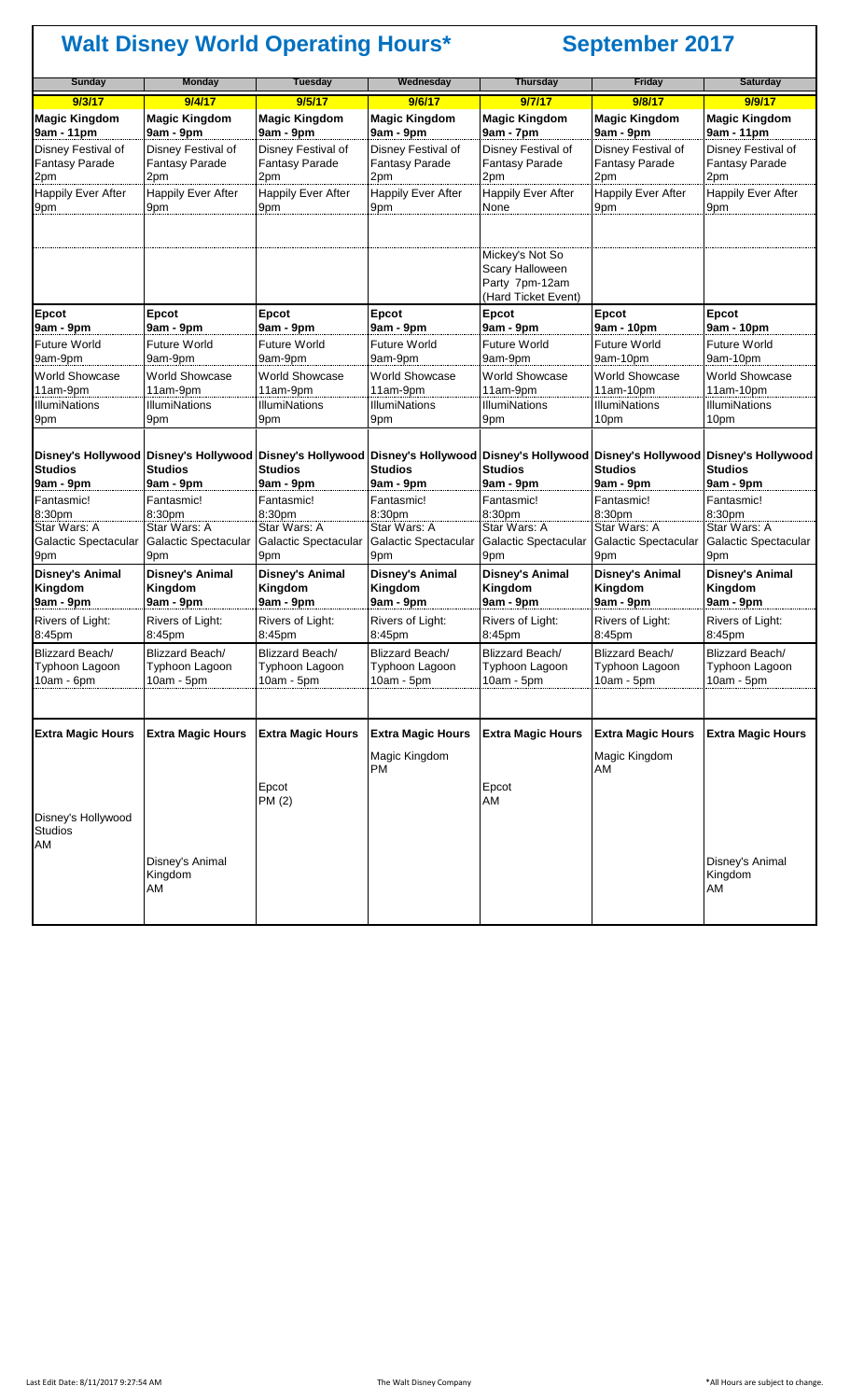# Walt Disney World Operating Hours*

# September 2017

| Sunday | Monday | Tuesday | Wednesday | Thursday | Friday | Saturday |
|---|---|---|---|---|---|---|
| 9/3/17 | 9/4/17 | 9/5/17 | 9/6/17 | 9/7/17 | 9/8/17 | 9/9/17 |
| **Magic Kingdom** **9am - 11pm** | **Magic Kingdom** **9am - 9pm** | **Magic Kingdom** **9am - 9pm** | **Magic Kingdom** **9am - 9pm** | **Magic Kingdom** **9am - 7pm** | **Magic Kingdom** **9am - 9pm** | **Magic Kingdom** **9am - 11pm** |
| Disney Festival of Fantasy Parade 2pm | Disney Festival of Fantasy Parade 2pm | Disney Festival of Fantasy Parade 2pm | Disney Festival of Fantasy Parade 2pm | Disney Festival of Fantasy Parade 2pm | Disney Festival of Fantasy Parade 2pm | Disney Festival of Fantasy Parade 2pm |
| Happily Ever After 9pm | Happily Ever After 9pm | Happily Ever After 9pm | Happily Ever After 9pm | Happily Ever After None | Happily Ever After 9pm | Happily Ever After 9pm |
| | | | | Mickey's Not So Scary Halloween Party 7pm-12am (Hard Ticket Event) | | |
| **Epcot** **9am - 9pm** | **Epcot** **9am - 9pm** | **Epcot** **9am - 9pm** | **Epcot** **9am - 9pm** | **Epcot** **9am - 9pm** | **Epcot** **9am - 10pm** | **Epcot** **9am - 10pm** |
| Future World 9am-9pm | Future World 9am-9pm | Future World 9am-9pm | Future World 9am-9pm | Future World 9am-9pm | Future World 9am-10pm | Future World 9am-10pm |
| World Showcase 11am-9pm | World Showcase 11am-9pm | World Showcase 11am-9pm | World Showcase 11am-9pm | World Showcase 11am-9pm | World Showcase 11am-10pm | World Showcase 11am-10pm |
| IllumiNations 9pm | IllumiNations 9pm | IllumiNations 9pm | IllumiNations 9pm | IllumiNations 9pm | IllumiNations 10pm | IllumiNations 10pm |
| **Disney's Hollywood Studios** **9am - 9pm** | **Disney's Hollywood Studios** **9am - 9pm** | **Disney's Hollywood Studios** **9am - 9pm** | **Disney's Hollywood Studios** **9am - 9pm** | **Disney's Hollywood Studios** **9am - 9pm** | **Disney's Hollywood Studios** **9am - 9pm** | **Disney's Hollywood Studios** **9am - 9pm** |
| Fantasmic! 8:30pm | Fantasmic! 8:30pm | Fantasmic! 8:30pm | Fantasmic! 8:30pm | Fantasmic! 8:30pm | Fantasmic! 8:30pm | Fantasmic! 8:30pm |
| Star Wars: A Galactic Spectacular 9pm | Star Wars: A Galactic Spectacular 9pm | Star Wars: A Galactic Spectacular 9pm | Star Wars: A Galactic Spectacular 9pm | Star Wars: A Galactic Spectacular 9pm | Star Wars: A Galactic Spectacular 9pm | Star Wars: A Galactic Spectacular 9pm |
| **Disney's Animal Kingdom** **9am - 9pm** | **Disney's Animal Kingdom** **9am - 9pm** | **Disney's Animal Kingdom** **9am - 9pm** | **Disney's Animal Kingdom** **9am - 9pm** | **Disney's Animal Kingdom** **9am - 9pm** | **Disney's Animal Kingdom** **9am - 9pm** | **Disney's Animal Kingdom** **9am - 9pm** |
| Rivers of Light: 8:45pm | Rivers of Light: 8:45pm | Rivers of Light: 8:45pm | Rivers of Light: 8:45pm | Rivers of Light: 8:45pm | Rivers of Light: 8:45pm | Rivers of Light: 8:45pm |
| Blizzard Beach/ Typhoon Lagoon 10am - 6pm | Blizzard Beach/ Typhoon Lagoon 10am - 5pm | Blizzard Beach/ Typhoon Lagoon 10am - 5pm | Blizzard Beach/ Typhoon Lagoon 10am - 5pm | Blizzard Beach/ Typhoon Lagoon 10am - 5pm | Blizzard Beach/ Typhoon Lagoon 10am - 5pm | Blizzard Beach/ Typhoon Lagoon 10am - 5pm |
| **Extra Magic Hours** | **Extra Magic Hours** | **Extra Magic Hours** | **Extra Magic Hours** | **Extra Magic Hours** | **Extra Magic Hours** | **Extra Magic Hours** |
| | | | Magic Kingdom PM | | Magic Kingdom AM | |
| | | Epcot PM (2) | | Epcot AM | | |
| Disney's Hollywood Studios AM | | | | | | |
| | Disney's Animal Kingdom AM | | | | | Disney's Animal Kingdom AM |

Last Edit Date: 8/11/2017 9:27:54 AM

The Walt Disney Company

*All Hours are subject to change.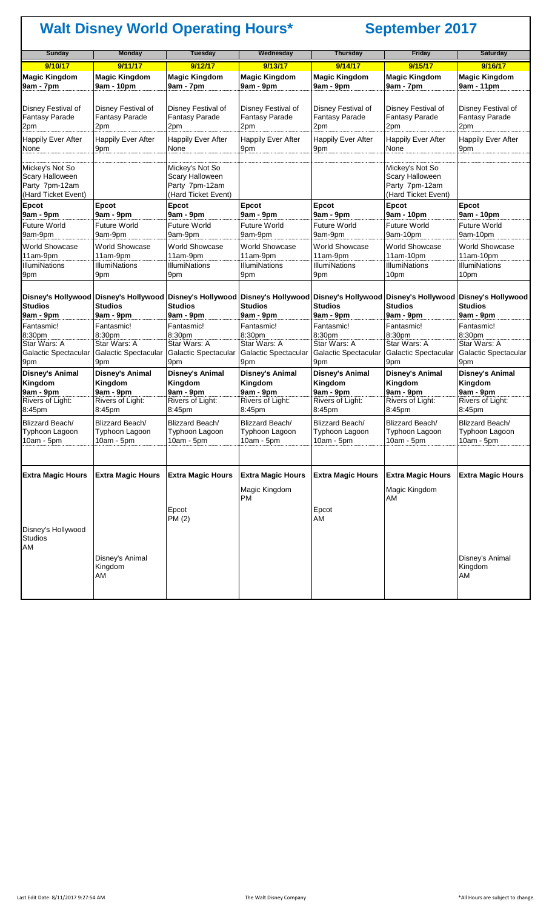# Walt Disney World Operating Hours*

# September 2017

| Sunday | Monday | Tuesday | Wednesday | Thursday | Friday | Saturday |
|---|---|---|---|---|---|---|
| 9/10/17 | 9/11/17 | 9/12/17 | 9/13/17 | 9/14/17 | 9/15/17 | 9/16/17 |
| **Magic Kingdom 9am - 7pm** | **Magic Kingdom 9am - 10pm** | **Magic Kingdom 9am - 7pm** | **Magic Kingdom 9am - 9pm** | **Magic Kingdom 9am - 9pm** | **Magic Kingdom 9am - 7pm** | **Magic Kingdom 9am - 11pm** |
| Disney Festival of Fantasy Parade 2pm | Disney Festival of Fantasy Parade 2pm | Disney Festival of Fantasy Parade 2pm | Disney Festival of Fantasy Parade 2pm | Disney Festival of Fantasy Parade 2pm | Disney Festival of Fantasy Parade 2pm | Disney Festival of Fantasy Parade 2pm |
| Happily Ever After None | Happily Ever After 9pm | Happily Ever After None | Happily Ever After 9pm | Happily Ever After 9pm | Happily Ever After None | Happily Ever After 9pm |
| Mickey's Not So Scary Halloween Party 7pm-12am (Hard Ticket Event) | | Mickey's Not So Scary Halloween Party 7pm-12am (Hard Ticket Event) | | | Mickey's Not So Scary Halloween Party 7pm-12am (Hard Ticket Event) | |
| **Epcot 9am - 9pm** | **Epcot 9am - 9pm** | **Epcot 9am - 9pm** | **Epcot 9am - 9pm** | **Epcot 9am - 9pm** | **Epcot 9am - 10pm** | **Epcot 9am - 10pm** |
| Future World 9am-9pm | Future World 9am-9pm | Future World 9am-9pm | Future World 9am-9pm | Future World 9am-9pm | Future World 9am-10pm | Future World 9am-10pm |
| World Showcase 11am-9pm | World Showcase 11am-9pm | World Showcase 11am-9pm | World Showcase 11am-9pm | World Showcase 11am-9pm | World Showcase 11am-10pm | World Showcase 11am-10pm |
| IllumiNations 9pm | IllumiNations 9pm | IllumiNations 9pm | IllumiNations 9pm | IllumiNations 9pm | IllumiNations 10pm | IllumiNations 10pm |
| **Disney's Hollywood Studios 9am - 9pm** | **Disney's Hollywood Studios 9am - 9pm** | **Disney's Hollywood Studios 9am - 9pm** | **Disney's Hollywood Studios 9am - 9pm** | **Disney's Hollywood Studios 9am - 9pm** | **Disney's Hollywood Studios 9am - 9pm** | **Disney's Hollywood Studios 9am - 9pm** |
| Fantasmic! 8:30pm | Fantasmic! 8:30pm | Fantasmic! 8:30pm | Fantasmic! 8:30pm | Fantasmic! 8:30pm | Fantasmic! 8:30pm | Fantasmic! 8:30pm |
| Star Wars: A Galactic Spectacular 9pm | Star Wars: A Galactic Spectacular 9pm | Star Wars: A Galactic Spectacular 9pm | Star Wars: A Galactic Spectacular 9pm | Star Wars: A Galactic Spectacular 9pm | Star Wars: A Galactic Spectacular 9pm | Star Wars: A Galactic Spectacular 9pm |
| **Disney's Animal Kingdom 9am - 9pm** | **Disney's Animal Kingdom 9am - 9pm** | **Disney's Animal Kingdom 9am - 9pm** | **Disney's Animal Kingdom 9am - 9pm** | **Disney's Animal Kingdom 9am - 9pm** | **Disney's Animal Kingdom 9am - 9pm** | **Disney's Animal Kingdom 9am - 9pm** |
| Rivers of Light: 8:45pm | Rivers of Light: 8:45pm | Rivers of Light: 8:45pm | Rivers of Light: 8:45pm | Rivers of Light: 8:45pm | Rivers of Light: 8:45pm | Rivers of Light: 8:45pm |
| Blizzard Beach/ Typhoon Lagoon 10am - 5pm | Blizzard Beach/ Typhoon Lagoon 10am - 5pm | Blizzard Beach/ Typhoon Lagoon 10am - 5pm | Blizzard Beach/ Typhoon Lagoon 10am - 5pm | Blizzard Beach/ Typhoon Lagoon 10am - 5pm | Blizzard Beach/ Typhoon Lagoon 10am - 5pm | Blizzard Beach/ Typhoon Lagoon 10am - 5pm |
| **Extra Magic Hours** | **Extra Magic Hours** | **Extra Magic Hours** | **Extra Magic Hours** | **Extra Magic Hours** | **Extra Magic Hours** | **Extra Magic Hours** |
| | | | Magic Kingdom PM | | Magic Kingdom AM | |
| | | Epcot PM (2) | | Epcot AM | | |
| Disney's Hollywood Studios AM | | | | | | |
| | Disney's Animal Kingdom AM | | | | | Disney's Animal Kingdom AM |

Last Edit Date: 8/11/2017 9:27:54 AM — The Walt Disney Company — *All Hours are subject to change.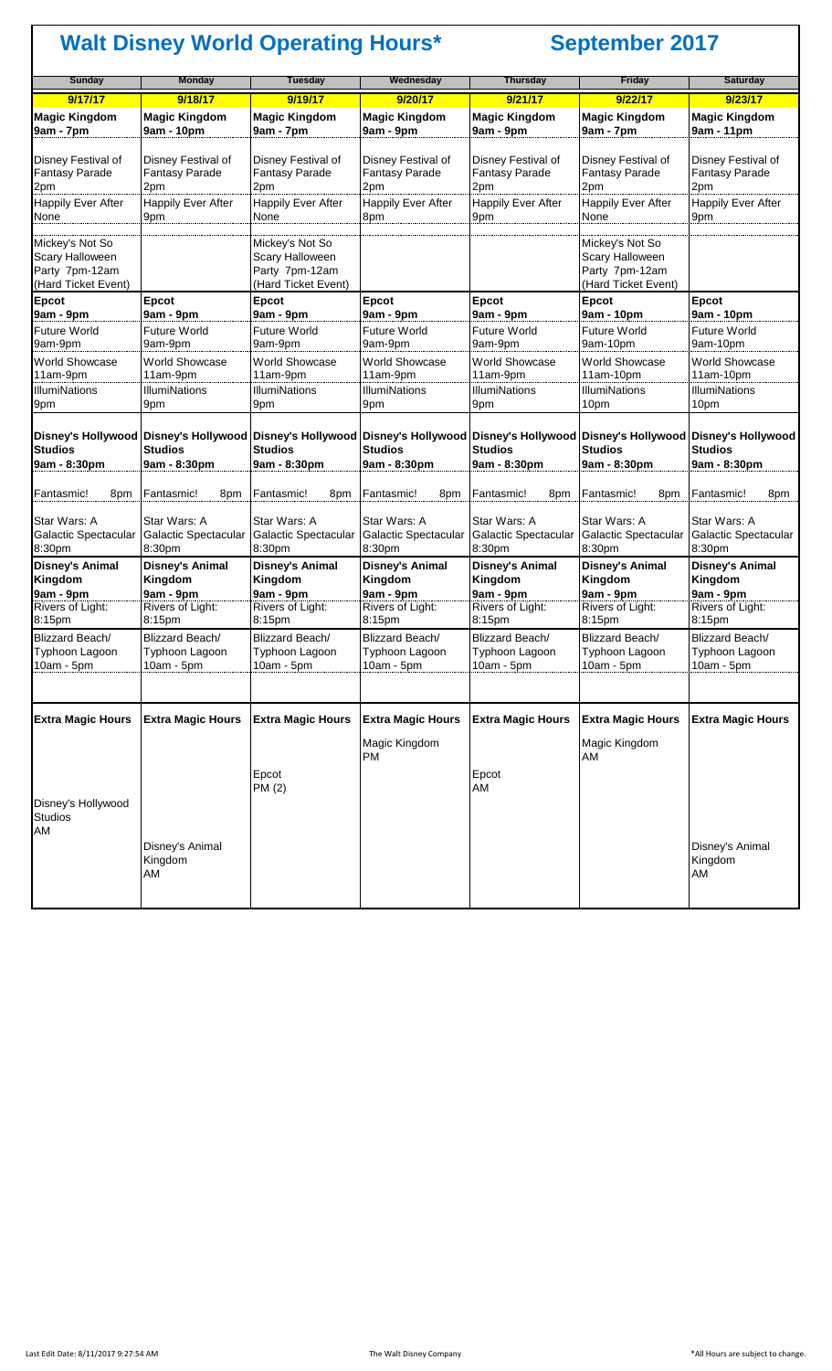# Walt Disney World Operating Hours*

# September 2017

| Sunday | Monday | Tuesday | Wednesday | Thursday | Friday | Saturday |
|---|---|---|---|---|---|---|
| **9/17/17** | **9/18/17** | **9/19/17** | **9/20/17** | **9/21/17** | **9/22/17** | **9/23/17** |
| **Magic Kingdom 9am - 7pm** | **Magic Kingdom 9am - 10pm** | **Magic Kingdom 9am - 7pm** | **Magic Kingdom 9am - 9pm** | **Magic Kingdom 9am - 9pm** | **Magic Kingdom 9am - 7pm** | **Magic Kingdom 9am - 11pm** |
| Disney Festival of Fantasy Parade 2pm | Disney Festival of Fantasy Parade 2pm | Disney Festival of Fantasy Parade 2pm | Disney Festival of Fantasy Parade 2pm | Disney Festival of Fantasy Parade 2pm | Disney Festival of Fantasy Parade 2pm | Disney Festival of Fantasy Parade 2pm |
| Happily Ever After None | Happily Ever After 9pm | Happily Ever After None | Happily Ever After 8pm | Happily Ever After 9pm | Happily Ever After None | Happily Ever After 9pm |
| Mickey's Not So Scary Halloween Party 7pm-12am (Hard Ticket Event) | | Mickey's Not So Scary Halloween Party 7pm-12am (Hard Ticket Event) | | | Mickey's Not So Scary Halloween Party 7pm-12am (Hard Ticket Event) | |
| **Epcot 9am - 9pm** | **Epcot 9am - 9pm** | **Epcot 9am - 9pm** | **Epcot 9am - 9pm** | **Epcot 9am - 9pm** | **Epcot 9am - 10pm** | **Epcot 9am - 10pm** |
| Future World 9am-9pm | Future World 9am-9pm | Future World 9am-9pm | Future World 9am-9pm | Future World 9am-9pm | Future World 9am-10pm | Future World 9am-10pm |
| World Showcase 11am-9pm | World Showcase 11am-9pm | World Showcase 11am-9pm | World Showcase 11am-9pm | World Showcase 11am-9pm | World Showcase 11am-10pm | World Showcase 11am-10pm |
| IllumiNations 9pm | IllumiNations 9pm | IllumiNations 9pm | IllumiNations 9pm | IllumiNations 9pm | IllumiNations 10pm | IllumiNations 10pm |
| **Disney's Hollywood Studios 9am - 8:30pm** | **Disney's Hollywood Studios 9am - 8:30pm** | **Disney's Hollywood Studios 9am - 8:30pm** | **Disney's Hollywood Studios 9am - 8:30pm** | **Disney's Hollywood Studios 9am - 8:30pm** | **Disney's Hollywood Studios 9am - 8:30pm** | **Disney's Hollywood Studios 9am - 8:30pm** |
| Fantasmic! 8pm | Fantasmic! 8pm | Fantasmic! 8pm | Fantasmic! 8pm | Fantasmic! 8pm | Fantasmic! 8pm | Fantasmic! 8pm |
| Star Wars: A Galactic Spectacular 8:30pm | Star Wars: A Galactic Spectacular 8:30pm | Star Wars: A Galactic Spectacular 8:30pm | Star Wars: A Galactic Spectacular 8:30pm | Star Wars: A Galactic Spectacular 8:30pm | Star Wars: A Galactic Spectacular 8:30pm | Star Wars: A Galactic Spectacular 8:30pm |
| **Disney's Animal Kingdom 9am - 9pm** | **Disney's Animal Kingdom 9am - 9pm** | **Disney's Animal Kingdom 9am - 9pm** | **Disney's Animal Kingdom 9am - 9pm** | **Disney's Animal Kingdom 9am - 9pm** | **Disney's Animal Kingdom 9am - 9pm** | **Disney's Animal Kingdom 9am - 9pm** |
| Rivers of Light: 8:15pm | Rivers of Light: 8:15pm | Rivers of Light: 8:15pm | Rivers of Light: 8:15pm | Rivers of Light: 8:15pm | Rivers of Light: 8:15pm | Rivers of Light: 8:15pm |
| Blizzard Beach/ Typhoon Lagoon 10am - 5pm | Blizzard Beach/ Typhoon Lagoon 10am - 5pm | Blizzard Beach/ Typhoon Lagoon 10am - 5pm | Blizzard Beach/ Typhoon Lagoon 10am - 5pm | Blizzard Beach/ Typhoon Lagoon 10am - 5pm | Blizzard Beach/ Typhoon Lagoon 10am - 5pm | Blizzard Beach/ Typhoon Lagoon 10am - 5pm |
| **Extra Magic Hours** | **Extra Magic Hours** | **Extra Magic Hours** | **Extra Magic Hours** | **Extra Magic Hours** | **Extra Magic Hours** | **Extra Magic Hours** |
| | | | Magic Kingdom PM | | Magic Kingdom AM | |
| | | Epcot PM (2) | | Epcot AM | | |
| Disney's Hollywood Studios AM | | | | | | |
| | Disney's Animal Kingdom AM | | | | | Disney's Animal Kingdom AM |

*All Hours are subject to change.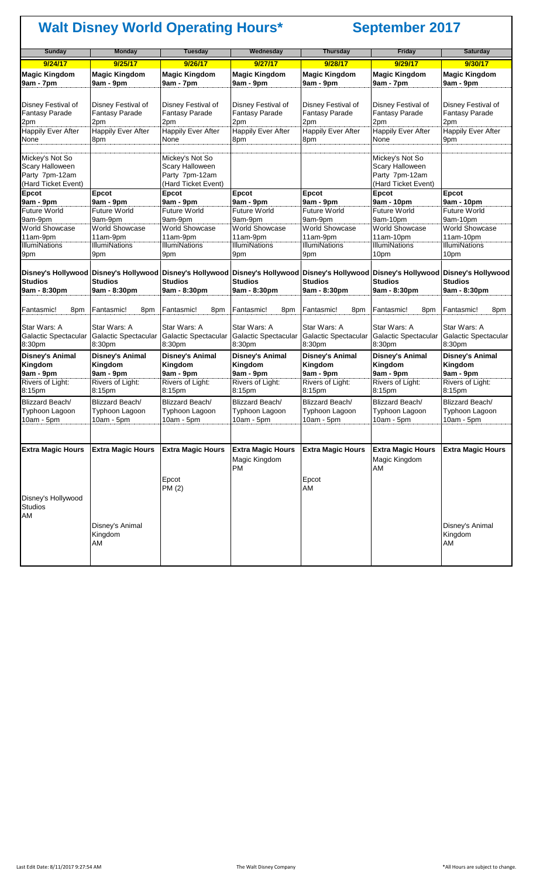# Walt Disney World Operating Hours*

# September 2017

| Sunday | Monday | Tuesday | Wednesday | Thursday | Friday | Saturday |
|---|---|---|---|---|---|---|
| 9/24/17 | 9/25/17 | 9/26/17 | 9/27/17 | 9/28/17 | 9/29/17 | 9/30/17 |
| **Magic Kingdom 9am - 7pm** | **Magic Kingdom 9am - 9pm** | **Magic Kingdom 9am - 7pm** | **Magic Kingdom 9am - 9pm** | **Magic Kingdom 9am - 9pm** | **Magic Kingdom 9am - 7pm** | **Magic Kingdom 9am - 9pm** |
| Disney Festival of Fantasy Parade 2pm | Disney Festival of Fantasy Parade 2pm | Disney Festival of Fantasy Parade 2pm | Disney Festival of Fantasy Parade 2pm | Disney Festival of Fantasy Parade 2pm | Disney Festival of Fantasy Parade 2pm | Disney Festival of Fantasy Parade 2pm |
| Happily Ever After None | Happily Ever After 8pm | Happily Ever After None | Happily Ever After 8pm | Happily Ever After 8pm | Happily Ever After None | Happily Ever After 9pm |
| Mickey's Not So Scary Halloween Party 7pm-12am (Hard Ticket Event) | | Mickey's Not So Scary Halloween Party 7pm-12am (Hard Ticket Event) | | | Mickey's Not So Scary Halloween Party 7pm-12am (Hard Ticket Event) | |
| **Epcot 9am - 9pm** | **Epcot 9am - 9pm** | **Epcot 9am - 9pm** | **Epcot 9am - 9pm** | **Epcot 9am - 9pm** | **Epcot 9am - 10pm** | **Epcot 9am - 10pm** |
| Future World 9am-9pm | Future World 9am-9pm | Future World 9am-9pm | Future World 9am-9pm | Future World 9am-9pm | Future World 9am-10pm | Future World 9am-10pm |
| World Showcase 11am-9pm | World Showcase 11am-9pm | World Showcase 11am-9pm | World Showcase 11am-9pm | World Showcase 11am-9pm | World Showcase 11am-10pm | World Showcase 11am-10pm |
| IllumiNations 9pm | IllumiNations 9pm | IllumiNations 9pm | IllumiNations 9pm | IllumiNations 9pm | IllumiNations 10pm | IllumiNations 10pm |
| **Disney's Hollywood Studios 9am - 8:30pm** | **Disney's Hollywood Studios 9am - 8:30pm** | **Disney's Hollywood Studios 9am - 8:30pm** | **Disney's Hollywood Studios 9am - 8:30pm** | **Disney's Hollywood Studios 9am - 8:30pm** | **Disney's Hollywood Studios 9am - 8:30pm** | **Disney's Hollywood Studios 9am - 8:30pm** |
| Fantasmic! 8pm | Fantasmic! 8pm | Fantasmic! 8pm | Fantasmic! 8pm | Fantasmic! 8pm | Fantasmic! 8pm | Fantasmic! 8pm |
| Star Wars: A Galactic Spectacular 8:30pm | Star Wars: A Galactic Spectacular 8:30pm | Star Wars: A Galactic Spectacular 8:30pm | Star Wars: A Galactic Spectacular 8:30pm | Star Wars: A Galactic Spectacular 8:30pm | Star Wars: A Galactic Spectacular 8:30pm | Star Wars: A Galactic Spectacular 8:30pm |
| **Disney's Animal Kingdom 9am - 9pm** | **Disney's Animal Kingdom 9am - 9pm** | **Disney's Animal Kingdom 9am - 9pm** | **Disney's Animal Kingdom 9am - 9pm** | **Disney's Animal Kingdom 9am - 9pm** | **Disney's Animal Kingdom 9am - 9pm** | **Disney's Animal Kingdom 9am - 9pm** |
| Rivers of Light: 8:15pm | Rivers of Light: 8:15pm | Rivers of Light: 8:15pm | Rivers of Light: 8:15pm | Rivers of Light: 8:15pm | Rivers of Light: 8:15pm | Rivers of Light: 8:15pm |
| Blizzard Beach/ Typhoon Lagoon 10am - 5pm | Blizzard Beach/ Typhoon Lagoon 10am - 5pm | Blizzard Beach/ Typhoon Lagoon 10am - 5pm | Blizzard Beach/ Typhoon Lagoon 10am - 5pm | Blizzard Beach/ Typhoon Lagoon 10am - 5pm | Blizzard Beach/ Typhoon Lagoon 10am - 5pm | Blizzard Beach/ Typhoon Lagoon 10am - 5pm |
| **Extra Magic Hours** | **Extra Magic Hours** | **Extra Magic Hours** | **Extra Magic Hours** Magic Kingdom PM | **Extra Magic Hours** | **Extra Magic Hours** Magic Kingdom AM | **Extra Magic Hours** |
| | | Epcot PM (2) | | Epcot AM | | |
| Disney's Hollywood Studios AM | | | | | | |
| | Disney's Animal Kingdom AM | | | | | Disney's Animal Kingdom AM |

Last Edit Date: 8/11/2017 9:27:54 AM

The Walt Disney Company

*All Hours are subject to change.